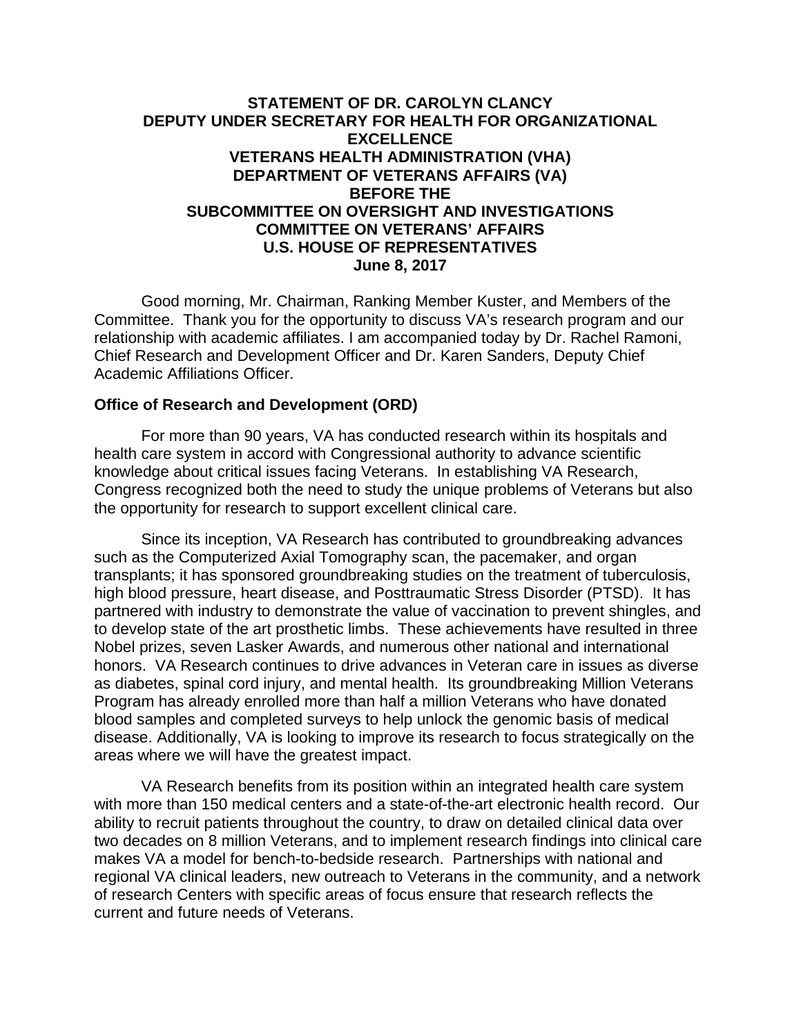**STATEMENT OF DR. CAROLYN CLANCY**
**DEPUTY UNDER SECRETARY FOR HEALTH FOR ORGANIZATIONAL EXCELLENCE**
**VETERANS HEALTH ADMINISTRATION (VHA)**
**DEPARTMENT OF VETERANS AFFAIRS (VA)**
**BEFORE THE**
**SUBCOMMITTEE ON OVERSIGHT AND INVESTIGATIONS**
**COMMITTEE ON VETERANS' AFFAIRS**
**U.S. HOUSE OF REPRESENTATIVES**
**June 8, 2017**

Good morning, Mr. Chairman, Ranking Member Kuster, and Members of the Committee. Thank you for the opportunity to discuss VA's research program and our relationship with academic affiliates. I am accompanied today by Dr. Rachel Ramoni, Chief Research and Development Officer and Dr. Karen Sanders, Deputy Chief Academic Affiliations Officer.

**Office of Research and Development (ORD)**

For more than 90 years, VA has conducted research within its hospitals and health care system in accord with Congressional authority to advance scientific knowledge about critical issues facing Veterans. In establishing VA Research, Congress recognized both the need to study the unique problems of Veterans but also the opportunity for research to support excellent clinical care.

Since its inception, VA Research has contributed to groundbreaking advances such as the Computerized Axial Tomography scan, the pacemaker, and organ transplants; it has sponsored groundbreaking studies on the treatment of tuberculosis, high blood pressure, heart disease, and Posttraumatic Stress Disorder (PTSD). It has partnered with industry to demonstrate the value of vaccination to prevent shingles, and to develop state of the art prosthetic limbs. These achievements have resulted in three Nobel prizes, seven Lasker Awards, and numerous other national and international honors. VA Research continues to drive advances in Veteran care in issues as diverse as diabetes, spinal cord injury, and mental health. Its groundbreaking Million Veterans Program has already enrolled more than half a million Veterans who have donated blood samples and completed surveys to help unlock the genomic basis of medical disease. Additionally, VA is looking to improve its research to focus strategically on the areas where we will have the greatest impact.

VA Research benefits from its position within an integrated health care system with more than 150 medical centers and a state-of-the-art electronic health record. Our ability to recruit patients throughout the country, to draw on detailed clinical data over two decades on 8 million Veterans, and to implement research findings into clinical care makes VA a model for bench-to-bedside research. Partnerships with national and regional VA clinical leaders, new outreach to Veterans in the community, and a network of research Centers with specific areas of focus ensure that research reflects the current and future needs of Veterans.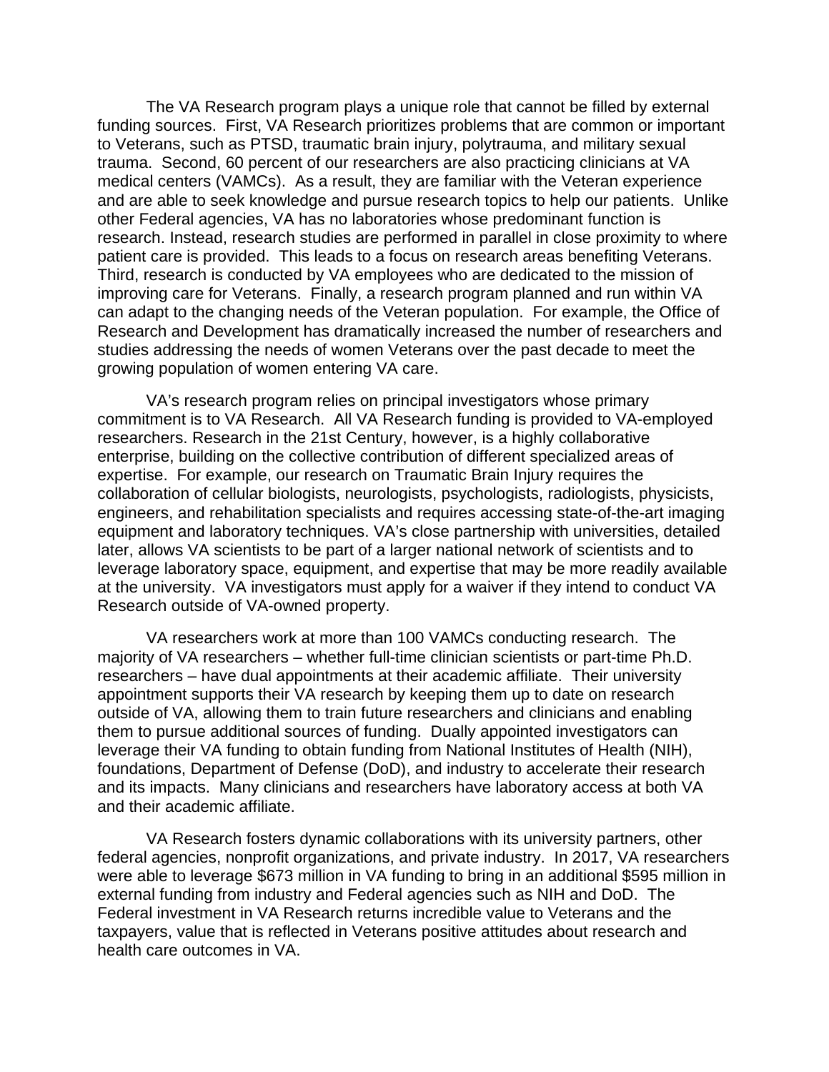The VA Research program plays a unique role that cannot be filled by external funding sources. First, VA Research prioritizes problems that are common or important to Veterans, such as PTSD, traumatic brain injury, polytrauma, and military sexual trauma. Second, 60 percent of our researchers are also practicing clinicians at VA medical centers (VAMCs). As a result, they are familiar with the Veteran experience and are able to seek knowledge and pursue research topics to help our patients. Unlike other Federal agencies, VA has no laboratories whose predominant function is research. Instead, research studies are performed in parallel in close proximity to where patient care is provided. This leads to a focus on research areas benefiting Veterans. Third, research is conducted by VA employees who are dedicated to the mission of improving care for Veterans. Finally, a research program planned and run within VA can adapt to the changing needs of the Veteran population. For example, the Office of Research and Development has dramatically increased the number of researchers and studies addressing the needs of women Veterans over the past decade to meet the growing population of women entering VA care.

VA's research program relies on principal investigators whose primary commitment is to VA Research. All VA Research funding is provided to VA-employed researchers. Research in the 21st Century, however, is a highly collaborative enterprise, building on the collective contribution of different specialized areas of expertise. For example, our research on Traumatic Brain Injury requires the collaboration of cellular biologists, neurologists, psychologists, radiologists, physicists, engineers, and rehabilitation specialists and requires accessing state-of-the-art imaging equipment and laboratory techniques. VA's close partnership with universities, detailed later, allows VA scientists to be part of a larger national network of scientists and to leverage laboratory space, equipment, and expertise that may be more readily available at the university. VA investigators must apply for a waiver if they intend to conduct VA Research outside of VA-owned property.

VA researchers work at more than 100 VAMCs conducting research. The majority of VA researchers – whether full-time clinician scientists or part-time Ph.D. researchers – have dual appointments at their academic affiliate. Their university appointment supports their VA research by keeping them up to date on research outside of VA, allowing them to train future researchers and clinicians and enabling them to pursue additional sources of funding. Dually appointed investigators can leverage their VA funding to obtain funding from National Institutes of Health (NIH), foundations, Department of Defense (DoD), and industry to accelerate their research and its impacts. Many clinicians and researchers have laboratory access at both VA and their academic affiliate.

VA Research fosters dynamic collaborations with its university partners, other federal agencies, nonprofit organizations, and private industry. In 2017, VA researchers were able to leverage $673 million in VA funding to bring in an additional $595 million in external funding from industry and Federal agencies such as NIH and DoD. The Federal investment in VA Research returns incredible value to Veterans and the taxpayers, value that is reflected in Veterans positive attitudes about research and health care outcomes in VA.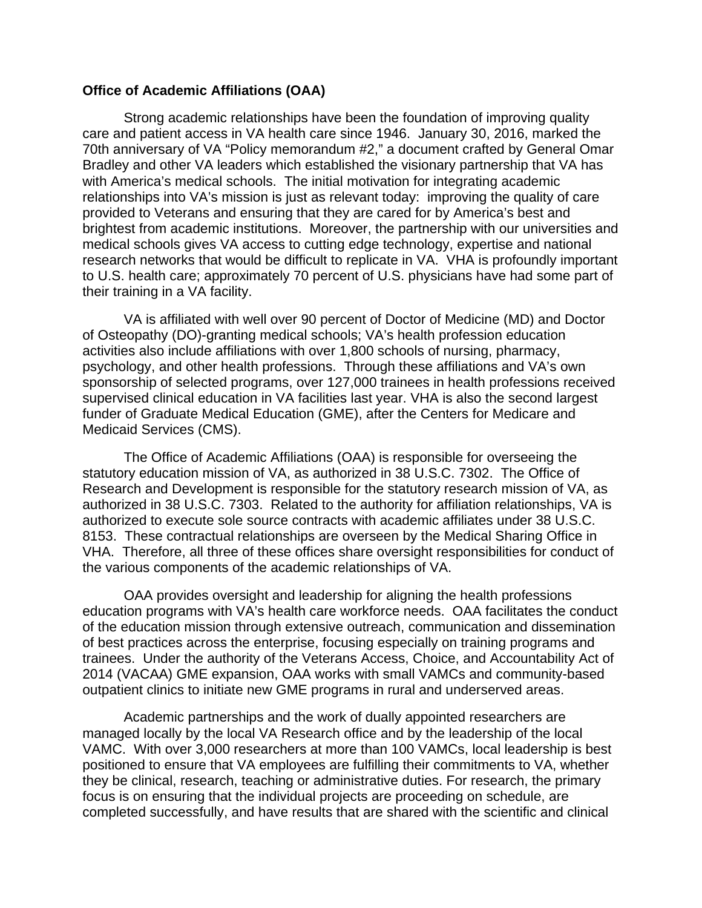**Office of Academic Affiliations (OAA)**

Strong academic relationships have been the foundation of improving quality care and patient access in VA health care since 1946. January 30, 2016, marked the 70th anniversary of VA "Policy memorandum #2," a document crafted by General Omar Bradley and other VA leaders which established the visionary partnership that VA has with America's medical schools. The initial motivation for integrating academic relationships into VA's mission is just as relevant today: improving the quality of care provided to Veterans and ensuring that they are cared for by America's best and brightest from academic institutions. Moreover, the partnership with our universities and medical schools gives VA access to cutting edge technology, expertise and national research networks that would be difficult to replicate in VA. VHA is profoundly important to U.S. health care; approximately 70 percent of U.S. physicians have had some part of their training in a VA facility.

VA is affiliated with well over 90 percent of Doctor of Medicine (MD) and Doctor of Osteopathy (DO)-granting medical schools; VA's health profession education activities also include affiliations with over 1,800 schools of nursing, pharmacy, psychology, and other health professions. Through these affiliations and VA's own sponsorship of selected programs, over 127,000 trainees in health professions received supervised clinical education in VA facilities last year. VHA is also the second largest funder of Graduate Medical Education (GME), after the Centers for Medicare and Medicaid Services (CMS).

The Office of Academic Affiliations (OAA) is responsible for overseeing the statutory education mission of VA, as authorized in 38 U.S.C. 7302. The Office of Research and Development is responsible for the statutory research mission of VA, as authorized in 38 U.S.C. 7303. Related to the authority for affiliation relationships, VA is authorized to execute sole source contracts with academic affiliates under 38 U.S.C. 8153. These contractual relationships are overseen by the Medical Sharing Office in VHA. Therefore, all three of these offices share oversight responsibilities for conduct of the various components of the academic relationships of VA.

OAA provides oversight and leadership for aligning the health professions education programs with VA's health care workforce needs. OAA facilitates the conduct of the education mission through extensive outreach, communication and dissemination of best practices across the enterprise, focusing especially on training programs and trainees. Under the authority of the Veterans Access, Choice, and Accountability Act of 2014 (VACAA) GME expansion, OAA works with small VAMCs and community-based outpatient clinics to initiate new GME programs in rural and underserved areas.

Academic partnerships and the work of dually appointed researchers are managed locally by the local VA Research office and by the leadership of the local VAMC. With over 3,000 researchers at more than 100 VAMCs, local leadership is best positioned to ensure that VA employees are fulfilling their commitments to VA, whether they be clinical, research, teaching or administrative duties. For research, the primary focus is on ensuring that the individual projects are proceeding on schedule, are completed successfully, and have results that are shared with the scientific and clinical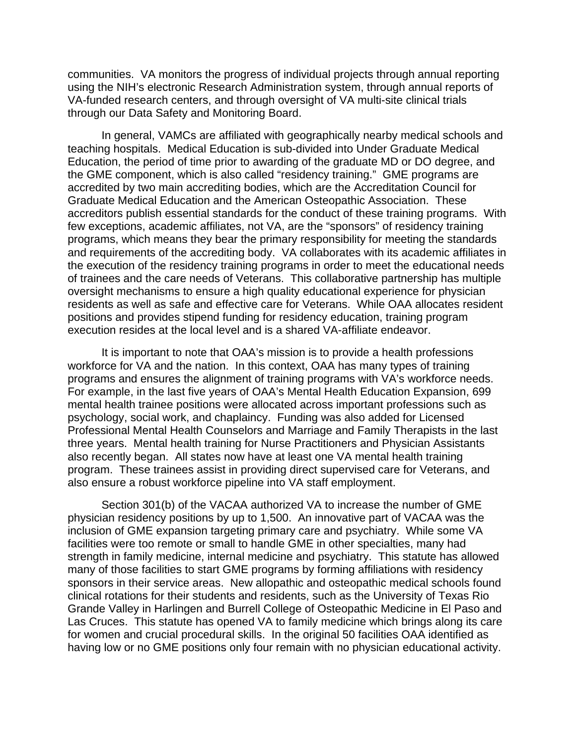communities. VA monitors the progress of individual projects through annual reporting using the NIH's electronic Research Administration system, through annual reports of VA-funded research centers, and through oversight of VA multi-site clinical trials through our Data Safety and Monitoring Board.

In general, VAMCs are affiliated with geographically nearby medical schools and teaching hospitals. Medical Education is sub-divided into Under Graduate Medical Education, the period of time prior to awarding of the graduate MD or DO degree, and the GME component, which is also called "residency training." GME programs are accredited by two main accrediting bodies, which are the Accreditation Council for Graduate Medical Education and the American Osteopathic Association. These accreditors publish essential standards for the conduct of these training programs. With few exceptions, academic affiliates, not VA, are the "sponsors" of residency training programs, which means they bear the primary responsibility for meeting the standards and requirements of the accrediting body. VA collaborates with its academic affiliates in the execution of the residency training programs in order to meet the educational needs of trainees and the care needs of Veterans. This collaborative partnership has multiple oversight mechanisms to ensure a high quality educational experience for physician residents as well as safe and effective care for Veterans. While OAA allocates resident positions and provides stipend funding for residency education, training program execution resides at the local level and is a shared VA-affiliate endeavor.

It is important to note that OAA's mission is to provide a health professions workforce for VA and the nation. In this context, OAA has many types of training programs and ensures the alignment of training programs with VA's workforce needs. For example, in the last five years of OAA's Mental Health Education Expansion, 699 mental health trainee positions were allocated across important professions such as psychology, social work, and chaplaincy. Funding was also added for Licensed Professional Mental Health Counselors and Marriage and Family Therapists in the last three years. Mental health training for Nurse Practitioners and Physician Assistants also recently began. All states now have at least one VA mental health training program. These trainees assist in providing direct supervised care for Veterans, and also ensure a robust workforce pipeline into VA staff employment.

Section 301(b) of the VACAA authorized VA to increase the number of GME physician residency positions by up to 1,500. An innovative part of VACAA was the inclusion of GME expansion targeting primary care and psychiatry. While some VA facilities were too remote or small to handle GME in other specialties, many had strength in family medicine, internal medicine and psychiatry. This statute has allowed many of those facilities to start GME programs by forming affiliations with residency sponsors in their service areas. New allopathic and osteopathic medical schools found clinical rotations for their students and residents, such as the University of Texas Rio Grande Valley in Harlingen and Burrell College of Osteopathic Medicine in El Paso and Las Cruces. This statute has opened VA to family medicine which brings along its care for women and crucial procedural skills. In the original 50 facilities OAA identified as having low or no GME positions only four remain with no physician educational activity.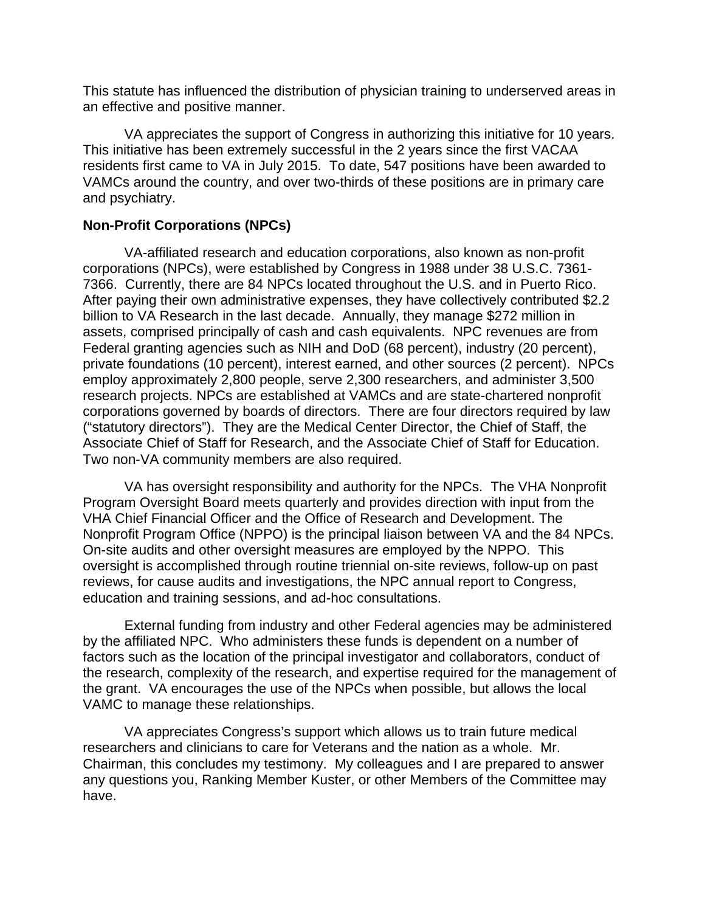This statute has influenced the distribution of physician training to underserved areas in an effective and positive manner.

VA appreciates the support of Congress in authorizing this initiative for 10 years. This initiative has been extremely successful in the 2 years since the first VACAA residents first came to VA in July 2015. To date, 547 positions have been awarded to VAMCs around the country, and over two-thirds of these positions are in primary care and psychiatry.

**Non-Profit Corporations (NPCs)**

VA-affiliated research and education corporations, also known as non-profit corporations (NPCs), were established by Congress in 1988 under 38 U.S.C. 7361-7366. Currently, there are 84 NPCs located throughout the U.S. and in Puerto Rico. After paying their own administrative expenses, they have collectively contributed $2.2 billion to VA Research in the last decade. Annually, they manage $272 million in assets, comprised principally of cash and cash equivalents. NPC revenues are from Federal granting agencies such as NIH and DoD (68 percent), industry (20 percent), private foundations (10 percent), interest earned, and other sources (2 percent). NPCs employ approximately 2,800 people, serve 2,300 researchers, and administer 3,500 research projects. NPCs are established at VAMCs and are state-chartered nonprofit corporations governed by boards of directors. There are four directors required by law ("statutory directors"). They are the Medical Center Director, the Chief of Staff, the Associate Chief of Staff for Research, and the Associate Chief of Staff for Education. Two non-VA community members are also required.

VA has oversight responsibility and authority for the NPCs. The VHA Nonprofit Program Oversight Board meets quarterly and provides direction with input from the VHA Chief Financial Officer and the Office of Research and Development. The Nonprofit Program Office (NPPO) is the principal liaison between VA and the 84 NPCs. On-site audits and other oversight measures are employed by the NPPO. This oversight is accomplished through routine triennial on-site reviews, follow-up on past reviews, for cause audits and investigations, the NPC annual report to Congress, education and training sessions, and ad-hoc consultations.

External funding from industry and other Federal agencies may be administered by the affiliated NPC. Who administers these funds is dependent on a number of factors such as the location of the principal investigator and collaborators, conduct of the research, complexity of the research, and expertise required for the management of the grant. VA encourages the use of the NPCs when possible, but allows the local VAMC to manage these relationships.

VA appreciates Congress's support which allows us to train future medical researchers and clinicians to care for Veterans and the nation as a whole. Mr. Chairman, this concludes my testimony. My colleagues and I are prepared to answer any questions you, Ranking Member Kuster, or other Members of the Committee may have.